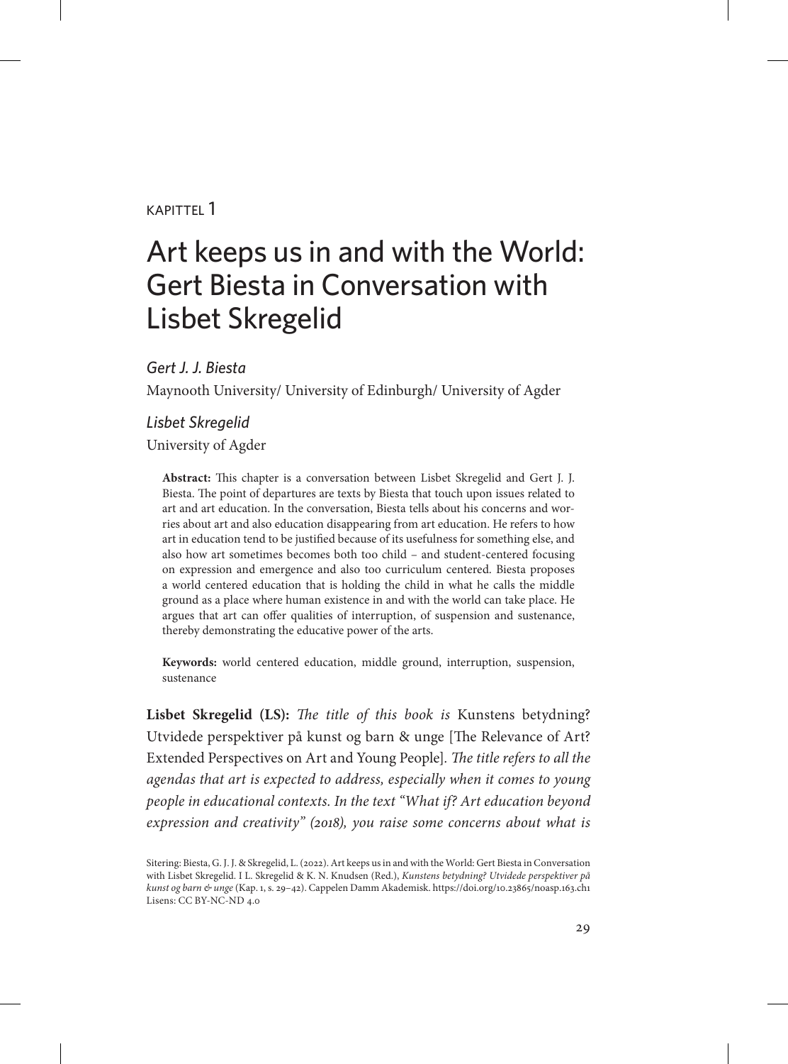KAPITTEL 1

# Art keeps us in and with the World: Gert Biesta in Conversation with Lisbet Skregelid

*Gert J. J. Biesta*

Maynooth University/ University of Edinburgh/ University of Agder

*Lisbet Skregelid*

University of Agder

**Abstract:** This chapter is a conversation between Lisbet Skregelid and Gert J. J. Biesta. The point of departures are texts by Biesta that touch upon issues related to art and art education. In the conversation, Biesta tells about his concerns and worries about art and also education disappearing from art education. He refers to how art in education tend to be justified because of its usefulness for something else, and also how art sometimes becomes both too child – and student-centered focusing on expression and emergence and also too curriculum centered. Biesta proposes a world centered education that is holding the child in what he calls the middle ground as a place where human existence in and with the world can take place. He argues that art can offer qualities of interruption, of suspension and sustenance, thereby demonstrating the educative power of the arts.

**Keywords:** world centered education, middle ground, interruption, suspension, sustenance

**Lisbet Skregelid (LS):** *The title of this book is* Kunstens betydning? Utvidede perspektiver på kunst og barn & unge [The Relevance of Art? Extended Perspectives on Art and Young People]. *The title refers to all the agendas that art is expected to address, especially when it comes to young people in educational contexts. In the text "What if? Art education beyond expression and creativity" (2018), you raise some concerns about what is*

Sitering: Biesta, G. J. J. & Skregelid, L. (2022). Art keeps us in and with the World: Gert Biesta in Conversation with Lisbet Skregelid. I L. Skregelid & K. N. Knudsen (Red.), *Kunstens betydning? Utvidede perspektiver på kunst og barn & unge* (Kap. 1, s. 29–42). Cappelen Damm Akademisk. https://doi.org/10.23865/noasp.163.ch1
Lisens: CC BY-NC-ND 4.0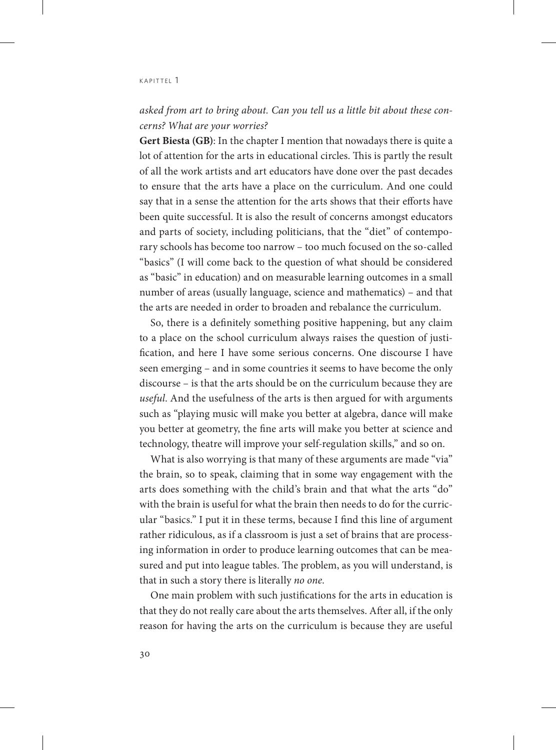*asked from art to bring about. Can you tell us a little bit about these concerns? What are your worries?*

**Gert Biesta (GB)**: In the chapter I mention that nowadays there is quite a lot of attention for the arts in educational circles. This is partly the result of all the work artists and art educators have done over the past decades to ensure that the arts have a place on the curriculum. And one could say that in a sense the attention for the arts shows that their efforts have been quite successful. It is also the result of concerns amongst educators and parts of society, including politicians, that the "diet" of contemporary schools has become too narrow – too much focused on the so-called "basics" (I will come back to the question of what should be considered as "basic" in education) and on measurable learning outcomes in a small number of areas (usually language, science and mathematics) – and that the arts are needed in order to broaden and rebalance the curriculum.

So, there is a definitely something positive happening, but any claim to a place on the school curriculum always raises the question of justification, and here I have some serious concerns. One discourse I have seen emerging – and in some countries it seems to have become the only discourse – is that the arts should be on the curriculum because they are *useful*. And the usefulness of the arts is then argued for with arguments such as "playing music will make you better at algebra, dance will make you better at geometry, the fine arts will make you better at science and technology, theatre will improve your self-regulation skills," and so on.

What is also worrying is that many of these arguments are made "via" the brain, so to speak, claiming that in some way engagement with the arts does something with the child's brain and that what the arts "do" with the brain is useful for what the brain then needs to do for the curricular "basics." I put it in these terms, because I find this line of argument rather ridiculous, as if a classroom is just a set of brains that are processing information in order to produce learning outcomes that can be measured and put into league tables. The problem, as you will understand, is that in such a story there is literally *no one*.

One main problem with such justifications for the arts in education is that they do not really care about the arts themselves. After all, if the only reason for having the arts on the curriculum is because they are useful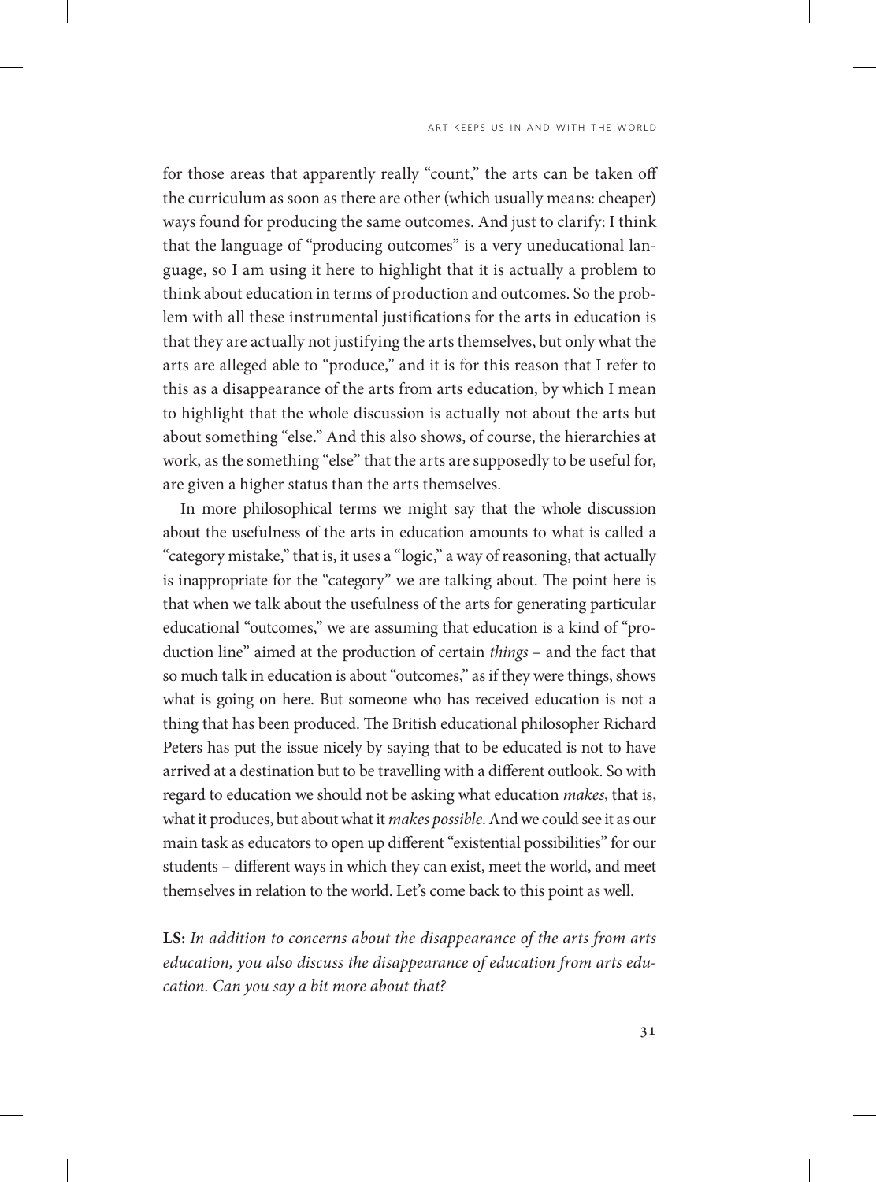for those areas that apparently really "count," the arts can be taken off the curriculum as soon as there are other (which usually means: cheaper) ways found for producing the same outcomes. And just to clarify: I think that the language of "producing outcomes" is a very uneducational language, so I am using it here to highlight that it is actually a problem to think about education in terms of production and outcomes. So the problem with all these instrumental justifications for the arts in education is that they are actually not justifying the arts themselves, but only what the arts are alleged able to "produce," and it is for this reason that I refer to this as a disappearance of the arts from arts education, by which I mean to highlight that the whole discussion is actually not about the arts but about something "else." And this also shows, of course, the hierarchies at work, as the something "else" that the arts are supposedly to be useful for, are given a higher status than the arts themselves.

In more philosophical terms we might say that the whole discussion about the usefulness of the arts in education amounts to what is called a "category mistake," that is, it uses a "logic," a way of reasoning, that actually is inappropriate for the "category" we are talking about. The point here is that when we talk about the usefulness of the arts for generating particular educational "outcomes," we are assuming that education is a kind of "production line" aimed at the production of certain *things* – and the fact that so much talk in education is about "outcomes," as if they were things, shows what is going on here. But someone who has received education is not a thing that has been produced. The British educational philosopher Richard Peters has put the issue nicely by saying that to be educated is not to have arrived at a destination but to be travelling with a different outlook. So with regard to education we should not be asking what education *makes*, that is, what it produces, but about what it *makes possible*. And we could see it as our main task as educators to open up different "existential possibilities" for our students – different ways in which they can exist, meet the world, and meet themselves in relation to the world. Let's come back to this point as well.

**LS:** *In addition to concerns about the disappearance of the arts from arts education, you also discuss the disappearance of education from arts education. Can you say a bit more about that?*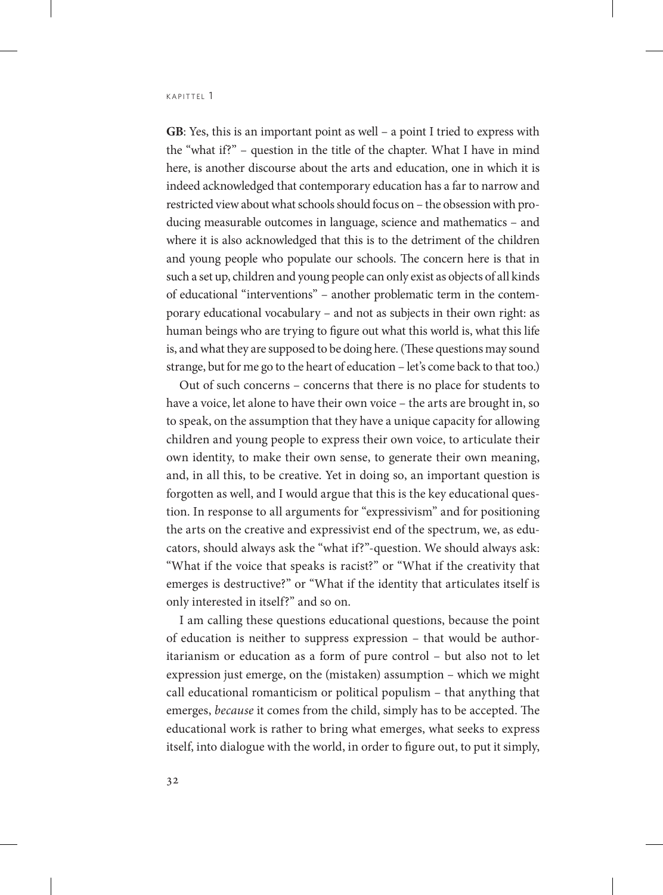**GB**: Yes, this is an important point as well – a point I tried to express with the "what if?" – question in the title of the chapter. What I have in mind here, is another discourse about the arts and education, one in which it is indeed acknowledged that contemporary education has a far to narrow and restricted view about what schools should focus on – the obsession with producing measurable outcomes in language, science and mathematics – and where it is also acknowledged that this is to the detriment of the children and young people who populate our schools. The concern here is that in such a set up, children and young people can only exist as objects of all kinds of educational "interventions" – another problematic term in the contemporary educational vocabulary – and not as subjects in their own right: as human beings who are trying to figure out what this world is, what this life is, and what they are supposed to be doing here. (These questions may sound strange, but for me go to the heart of education – let's come back to that too.)

Out of such concerns – concerns that there is no place for students to have a voice, let alone to have their own voice – the arts are brought in, so to speak, on the assumption that they have a unique capacity for allowing children and young people to express their own voice, to articulate their own identity, to make their own sense, to generate their own meaning, and, in all this, to be creative. Yet in doing so, an important question is forgotten as well, and I would argue that this is the key educational question. In response to all arguments for "expressivism" and for positioning the arts on the creative and expressivist end of the spectrum, we, as educators, should always ask the "what if?"-question. We should always ask: "What if the voice that speaks is racist?" or "What if the creativity that emerges is destructive?" or "What if the identity that articulates itself is only interested in itself?" and so on.

I am calling these questions educational questions, because the point of education is neither to suppress expression – that would be authoritarianism or education as a form of pure control – but also not to let expression just emerge, on the (mistaken) assumption – which we might call educational romanticism or political populism – that anything that emerges, *because* it comes from the child, simply has to be accepted. The educational work is rather to bring what emerges, what seeks to express itself, into dialogue with the world, in order to figure out, to put it simply,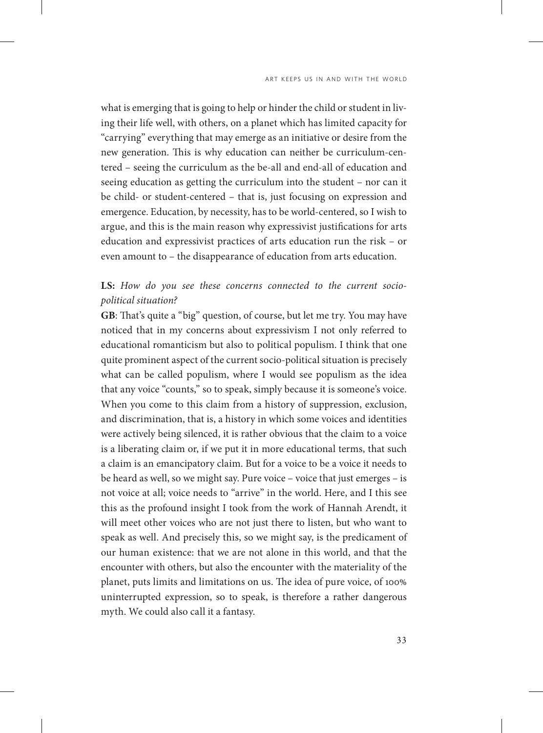what is emerging that is going to help or hinder the child or student in living their life well, with others, on a planet which has limited capacity for "carrying" everything that may emerge as an initiative or desire from the new generation. This is why education can neither be curriculum-centered – seeing the curriculum as the be-all and end-all of education and seeing education as getting the curriculum into the student – nor can it be child- or student-centered – that is, just focusing on expression and emergence. Education, by necessity, has to be world-centered, so I wish to argue, and this is the main reason why expressivist justifications for arts education and expressivist practices of arts education run the risk – or even amount to – the disappearance of education from arts education.

**LS:** *How do you see these concerns connected to the current socio-political situation?*

**GB**: That's quite a "big" question, of course, but let me try. You may have noticed that in my concerns about expressivism I not only referred to educational romanticism but also to political populism. I think that one quite prominent aspect of the current socio-political situation is precisely what can be called populism, where I would see populism as the idea that any voice "counts," so to speak, simply because it is someone's voice. When you come to this claim from a history of suppression, exclusion, and discrimination, that is, a history in which some voices and identities were actively being silenced, it is rather obvious that the claim to a voice is a liberating claim or, if we put it in more educational terms, that such a claim is an emancipatory claim. But for a voice to be a voice it needs to be heard as well, so we might say. Pure voice – voice that just emerges – is not voice at all; voice needs to "arrive" in the world. Here, and I this see this as the profound insight I took from the work of Hannah Arendt, it will meet other voices who are not just there to listen, but who want to speak as well. And precisely this, so we might say, is the predicament of our human existence: that we are not alone in this world, and that the encounter with others, but also the encounter with the materiality of the planet, puts limits and limitations on us. The idea of pure voice, of 100% uninterrupted expression, so to speak, is therefore a rather dangerous myth. We could also call it a fantasy.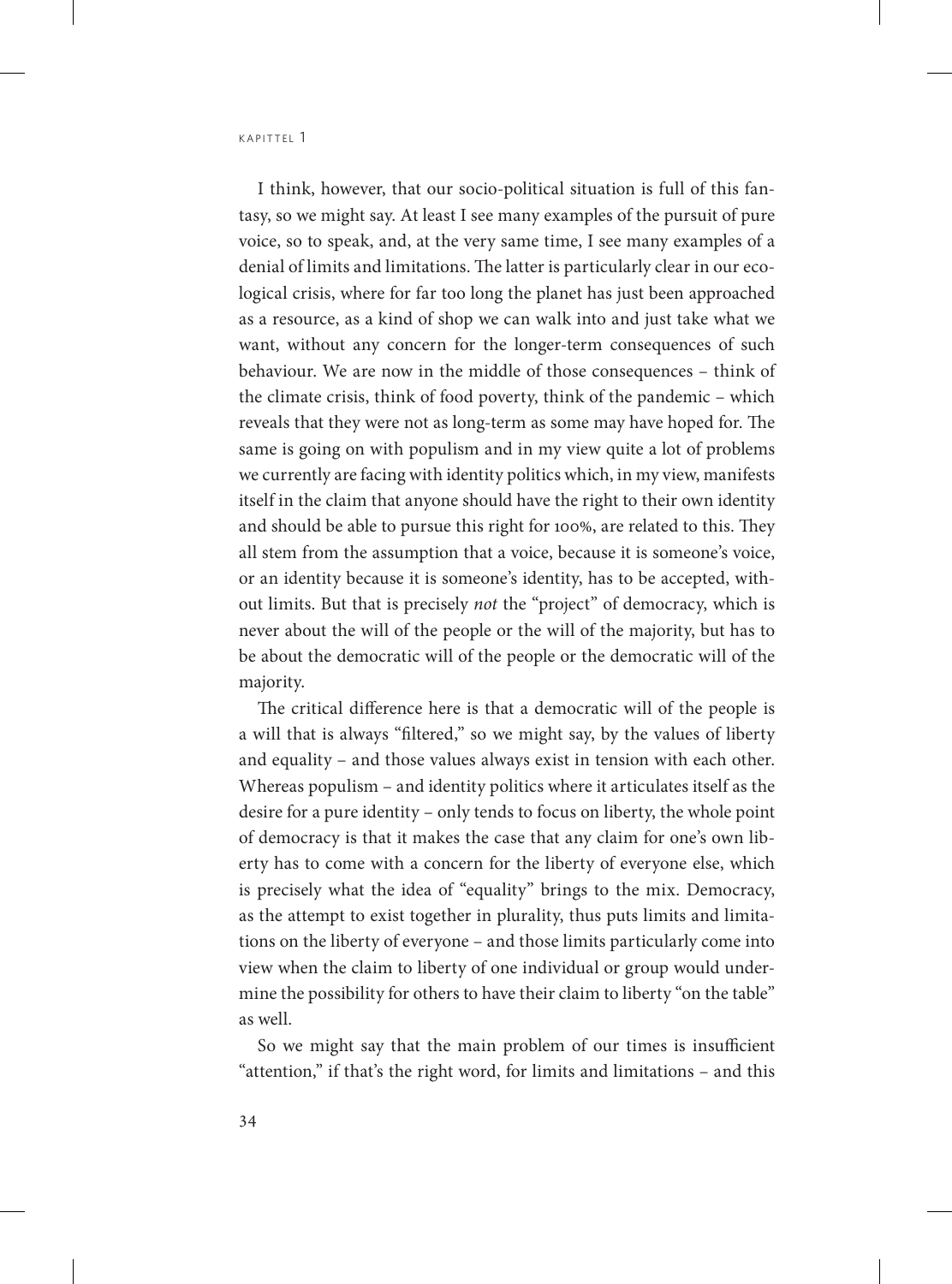I think, however, that our socio-political situation is full of this fantasy, so we might say. At least I see many examples of the pursuit of pure voice, so to speak, and, at the very same time, I see many examples of a denial of limits and limitations. The latter is particularly clear in our ecological crisis, where for far too long the planet has just been approached as a resource, as a kind of shop we can walk into and just take what we want, without any concern for the longer-term consequences of such behaviour. We are now in the middle of those consequences – think of the climate crisis, think of food poverty, think of the pandemic – which reveals that they were not as long-term as some may have hoped for. The same is going on with populism and in my view quite a lot of problems we currently are facing with identity politics which, in my view, manifests itself in the claim that anyone should have the right to their own identity and should be able to pursue this right for 100%, are related to this. They all stem from the assumption that a voice, because it is someone's voice, or an identity because it is someone's identity, has to be accepted, without limits. But that is precisely *not* the "project" of democracy, which is never about the will of the people or the will of the majority, but has to be about the democratic will of the people or the democratic will of the majority.

The critical difference here is that a democratic will of the people is a will that is always "filtered," so we might say, by the values of liberty and equality – and those values always exist in tension with each other. Whereas populism – and identity politics where it articulates itself as the desire for a pure identity – only tends to focus on liberty, the whole point of democracy is that it makes the case that any claim for one's own liberty has to come with a concern for the liberty of everyone else, which is precisely what the idea of "equality" brings to the mix. Democracy, as the attempt to exist together in plurality, thus puts limits and limitations on the liberty of everyone – and those limits particularly come into view when the claim to liberty of one individual or group would undermine the possibility for others to have their claim to liberty "on the table" as well.

So we might say that the main problem of our times is insufficient "attention," if that's the right word, for limits and limitations – and this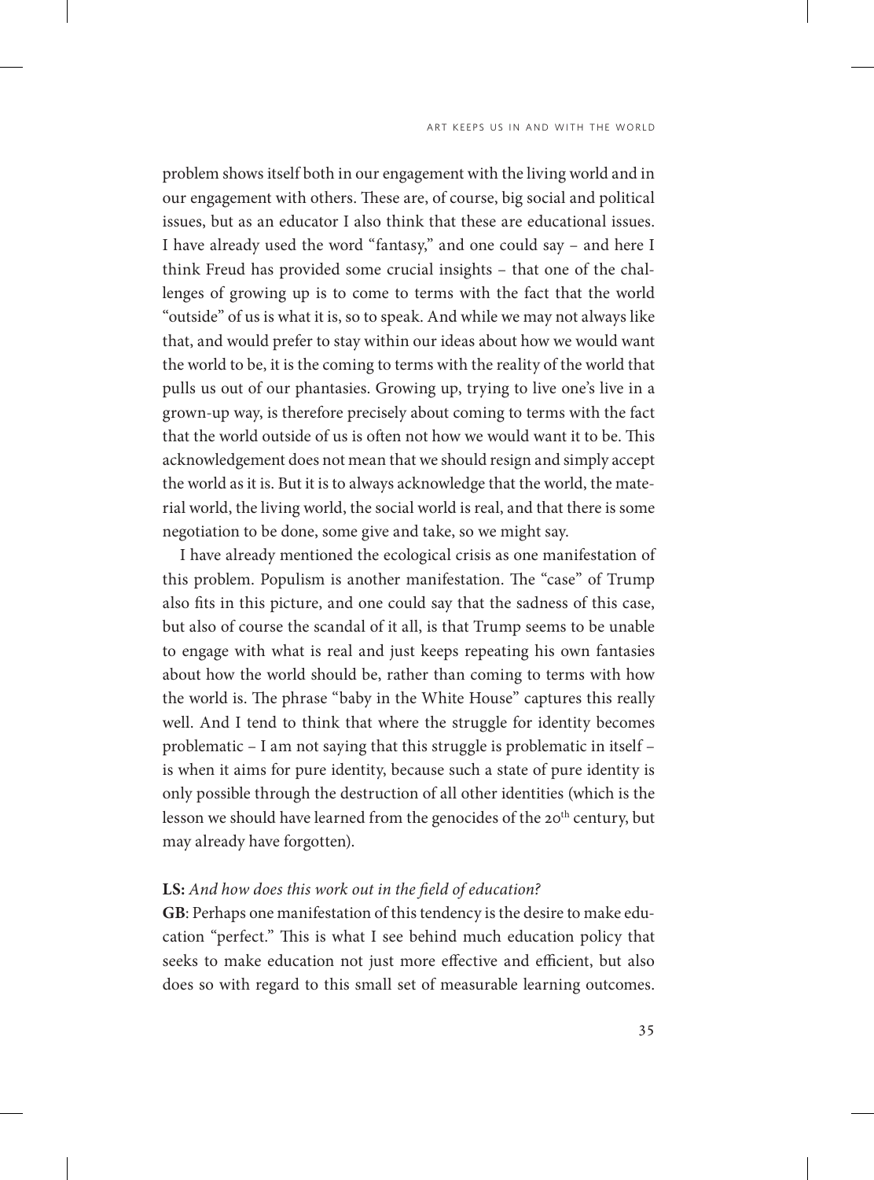problem shows itself both in our engagement with the living world and in our engagement with others. These are, of course, big social and political issues, but as an educator I also think that these are educational issues. I have already used the word "fantasy," and one could say – and here I think Freud has provided some crucial insights – that one of the challenges of growing up is to come to terms with the fact that the world "outside" of us is what it is, so to speak. And while we may not always like that, and would prefer to stay within our ideas about how we would want the world to be, it is the coming to terms with the reality of the world that pulls us out of our phantasies. Growing up, trying to live one's live in a grown-up way, is therefore precisely about coming to terms with the fact that the world outside of us is often not how we would want it to be. This acknowledgement does not mean that we should resign and simply accept the world as it is. But it is to always acknowledge that the world, the material world, the living world, the social world is real, and that there is some negotiation to be done, some give and take, so we might say.

I have already mentioned the ecological crisis as one manifestation of this problem. Populism is another manifestation. The "case" of Trump also fits in this picture, and one could say that the sadness of this case, but also of course the scandal of it all, is that Trump seems to be unable to engage with what is real and just keeps repeating his own fantasies about how the world should be, rather than coming to terms with how the world is. The phrase "baby in the White House" captures this really well. And I tend to think that where the struggle for identity becomes problematic – I am not saying that this struggle is problematic in itself – is when it aims for pure identity, because such a state of pure identity is only possible through the destruction of all other identities (which is the lesson we should have learned from the genocides of the 20th century, but may already have forgotten).

**LS:** *And how does this work out in the field of education?*

**GB**: Perhaps one manifestation of this tendency is the desire to make education "perfect." This is what I see behind much education policy that seeks to make education not just more effective and efficient, but also does so with regard to this small set of measurable learning outcomes.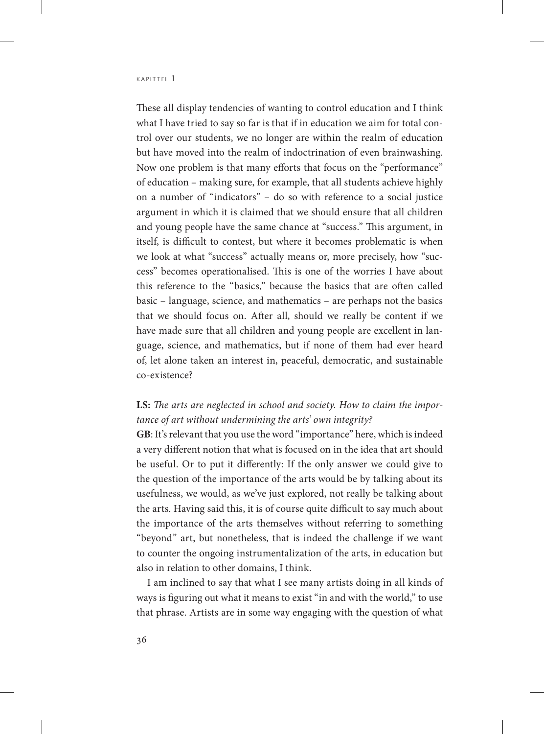These all display tendencies of wanting to control education and I think what I have tried to say so far is that if in education we aim for total control over our students, we no longer are within the realm of education but have moved into the realm of indoctrination of even brainwashing. Now one problem is that many efforts that focus on the "performance" of education – making sure, for example, that all students achieve highly on a number of "indicators" – do so with reference to a social justice argument in which it is claimed that we should ensure that all children and young people have the same chance at "success." This argument, in itself, is difficult to contest, but where it becomes problematic is when we look at what "success" actually means or, more precisely, how "success" becomes operationalised. This is one of the worries I have about this reference to the "basics," because the basics that are often called basic – language, science, and mathematics – are perhaps not the basics that we should focus on. After all, should we really be content if we have made sure that all children and young people are excellent in language, science, and mathematics, but if none of them had ever heard of, let alone taken an interest in, peaceful, democratic, and sustainable co-existence?

**LS:** *The arts are neglected in school and society. How to claim the importance of art without undermining the arts' own integrity?*

**GB**: It's relevant that you use the word "importance" here, which is indeed a very different notion that what is focused on in the idea that art should be useful. Or to put it differently: If the only answer we could give to the question of the importance of the arts would be by talking about its usefulness, we would, as we've just explored, not really be talking about the arts. Having said this, it is of course quite difficult to say much about the importance of the arts themselves without referring to something "beyond" art, but nonetheless, that is indeed the challenge if we want to counter the ongoing instrumentalization of the arts, in education but also in relation to other domains, I think.

I am inclined to say that what I see many artists doing in all kinds of ways is figuring out what it means to exist "in and with the world," to use that phrase. Artists are in some way engaging with the question of what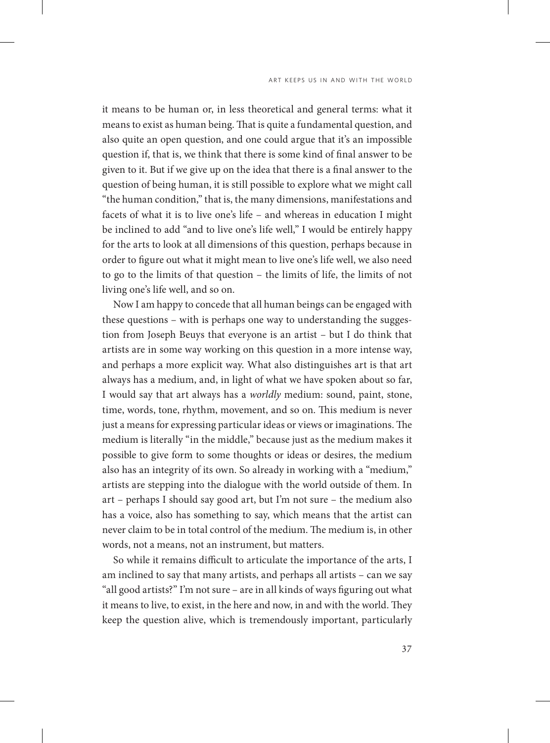it means to be human or, in less theoretical and general terms: what it means to exist as human being. That is quite a fundamental question, and also quite an open question, and one could argue that it's an impossible question if, that is, we think that there is some kind of final answer to be given to it. But if we give up on the idea that there is a final answer to the question of being human, it is still possible to explore what we might call "the human condition," that is, the many dimensions, manifestations and facets of what it is to live one's life – and whereas in education I might be inclined to add "and to live one's life well," I would be entirely happy for the arts to look at all dimensions of this question, perhaps because in order to figure out what it might mean to live one's life well, we also need to go to the limits of that question – the limits of life, the limits of not living one's life well, and so on.

Now I am happy to concede that all human beings can be engaged with these questions – with is perhaps one way to understanding the suggestion from Joseph Beuys that everyone is an artist – but I do think that artists are in some way working on this question in a more intense way, and perhaps a more explicit way. What also distinguishes art is that art always has a medium, and, in light of what we have spoken about so far, I would say that art always has a *worldly* medium: sound, paint, stone, time, words, tone, rhythm, movement, and so on. This medium is never just a means for expressing particular ideas or views or imaginations. The medium is literally "in the middle," because just as the medium makes it possible to give form to some thoughts or ideas or desires, the medium also has an integrity of its own. So already in working with a "medium," artists are stepping into the dialogue with the world outside of them. In art – perhaps I should say good art, but I'm not sure – the medium also has a voice, also has something to say, which means that the artist can never claim to be in total control of the medium. The medium is, in other words, not a means, not an instrument, but matters.

So while it remains difficult to articulate the importance of the arts, I am inclined to say that many artists, and perhaps all artists – can we say "all good artists?" I'm not sure – are in all kinds of ways figuring out what it means to live, to exist, in the here and now, in and with the world. They keep the question alive, which is tremendously important, particularly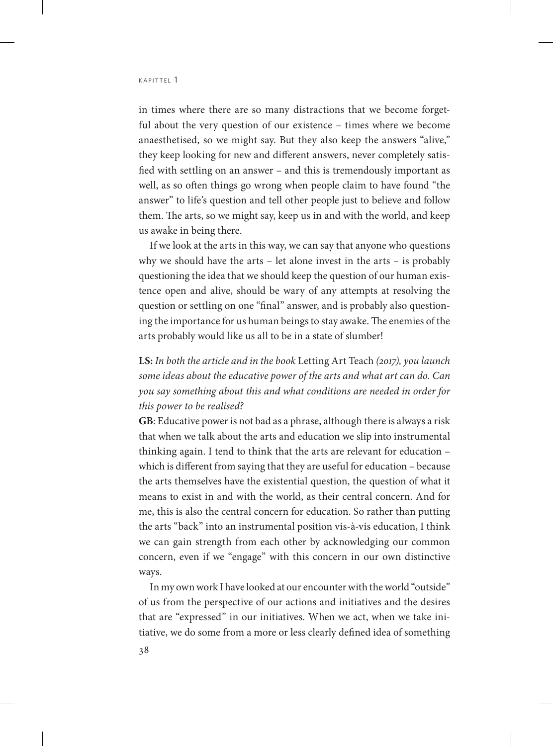in times where there are so many distractions that we become forgetful about the very question of our existence – times where we become anaesthetised, so we might say. But they also keep the answers "alive," they keep looking for new and different answers, never completely satisfied with settling on an answer – and this is tremendously important as well, as so often things go wrong when people claim to have found "the answer" to life's question and tell other people just to believe and follow them. The arts, so we might say, keep us in and with the world, and keep us awake in being there.

If we look at the arts in this way, we can say that anyone who questions why we should have the arts – let alone invest in the arts – is probably questioning the idea that we should keep the question of our human existence open and alive, should be wary of any attempts at resolving the question or settling on one "final" answer, and is probably also questioning the importance for us human beings to stay awake. The enemies of the arts probably would like us all to be in a state of slumber!

**LS:** *In both the article and in the book* Letting Art Teach *(2017), you launch some ideas about the educative power of the arts and what art can do. Can you say something about this and what conditions are needed in order for this power to be realised?*

**GB**: Educative power is not bad as a phrase, although there is always a risk that when we talk about the arts and education we slip into instrumental thinking again. I tend to think that the arts are relevant for education – which is different from saying that they are useful for education – because the arts themselves have the existential question, the question of what it means to exist in and with the world, as their central concern. And for me, this is also the central concern for education. So rather than putting the arts "back" into an instrumental position vis-à-vis education, I think we can gain strength from each other by acknowledging our common concern, even if we "engage" with this concern in our own distinctive ways.

In my own work I have looked at our encounter with the world "outside" of us from the perspective of our actions and initiatives and the desires that are "expressed" in our initiatives. When we act, when we take initiative, we do some from a more or less clearly defined idea of something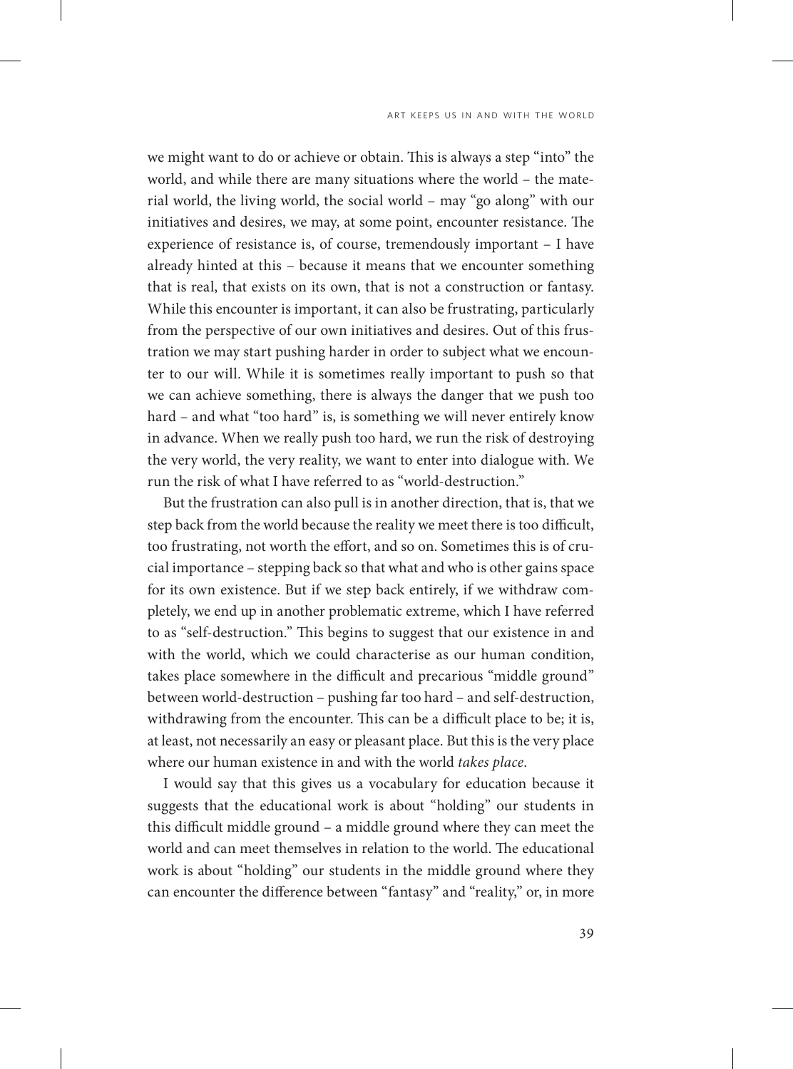we might want to do or achieve or obtain. This is always a step "into" the world, and while there are many situations where the world – the material world, the living world, the social world – may "go along" with our initiatives and desires, we may, at some point, encounter resistance. The experience of resistance is, of course, tremendously important – I have already hinted at this – because it means that we encounter something that is real, that exists on its own, that is not a construction or fantasy. While this encounter is important, it can also be frustrating, particularly from the perspective of our own initiatives and desires. Out of this frustration we may start pushing harder in order to subject what we encounter to our will. While it is sometimes really important to push so that we can achieve something, there is always the danger that we push too hard – and what "too hard" is, is something we will never entirely know in advance. When we really push too hard, we run the risk of destroying the very world, the very reality, we want to enter into dialogue with. We run the risk of what I have referred to as "world-destruction."

But the frustration can also pull is in another direction, that is, that we step back from the world because the reality we meet there is too difficult, too frustrating, not worth the effort, and so on. Sometimes this is of crucial importance – stepping back so that what and who is other gains space for its own existence. But if we step back entirely, if we withdraw completely, we end up in another problematic extreme, which I have referred to as "self-destruction." This begins to suggest that our existence in and with the world, which we could characterise as our human condition, takes place somewhere in the difficult and precarious "middle ground" between world-destruction – pushing far too hard – and self-destruction, withdrawing from the encounter. This can be a difficult place to be; it is, at least, not necessarily an easy or pleasant place. But this is the very place where our human existence in and with the world *takes place*.

I would say that this gives us a vocabulary for education because it suggests that the educational work is about "holding" our students in this difficult middle ground – a middle ground where they can meet the world and can meet themselves in relation to the world. The educational work is about "holding" our students in the middle ground where they can encounter the difference between "fantasy" and "reality," or, in more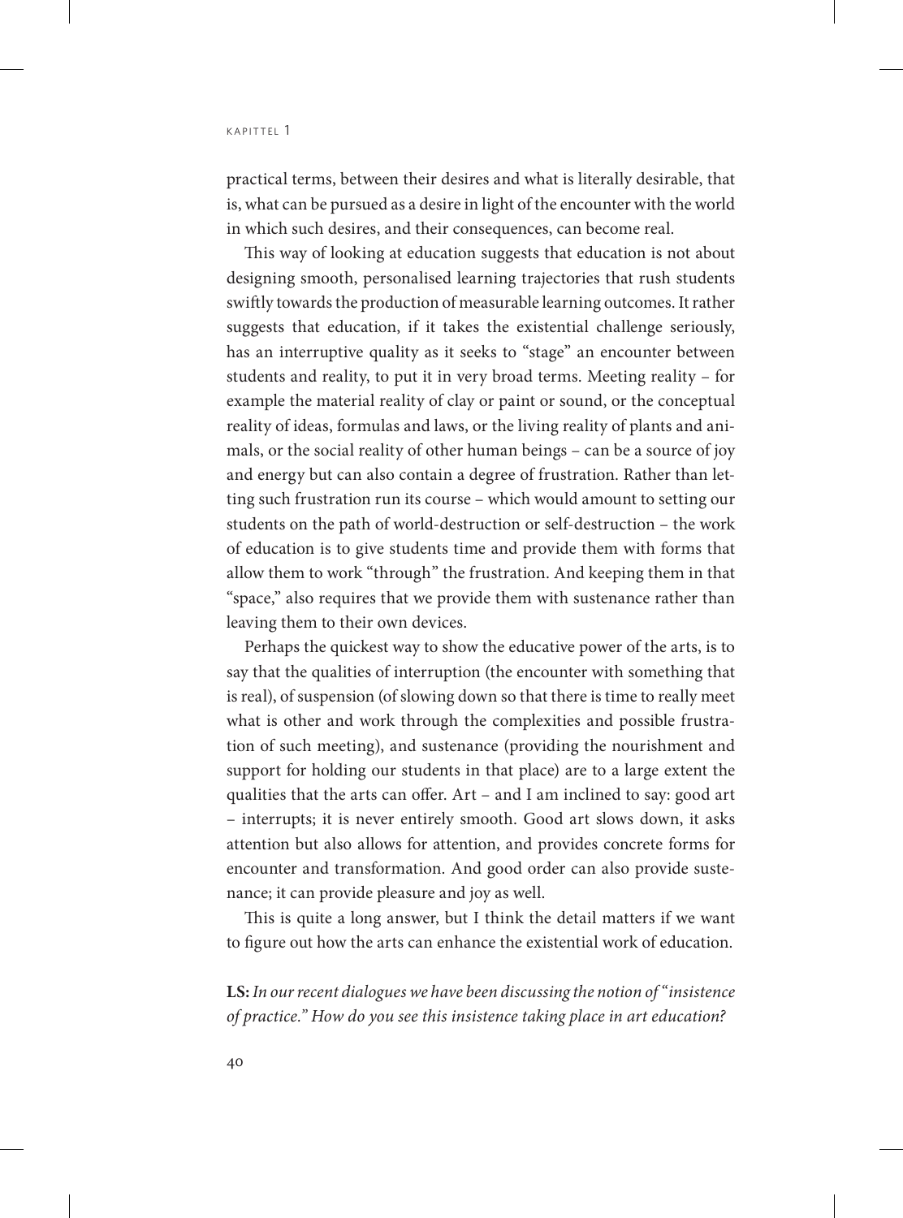practical terms, between their desires and what is literally desirable, that is, what can be pursued as a desire in light of the encounter with the world in which such desires, and their consequences, can become real.

This way of looking at education suggests that education is not about designing smooth, personalised learning trajectories that rush students swiftly towards the production of measurable learning outcomes. It rather suggests that education, if it takes the existential challenge seriously, has an interruptive quality as it seeks to "stage" an encounter between students and reality, to put it in very broad terms. Meeting reality – for example the material reality of clay or paint or sound, or the conceptual reality of ideas, formulas and laws, or the living reality of plants and animals, or the social reality of other human beings – can be a source of joy and energy but can also contain a degree of frustration. Rather than letting such frustration run its course – which would amount to setting our students on the path of world-destruction or self-destruction – the work of education is to give students time and provide them with forms that allow them to work "through" the frustration. And keeping them in that "space," also requires that we provide them with sustenance rather than leaving them to their own devices.

Perhaps the quickest way to show the educative power of the arts, is to say that the qualities of interruption (the encounter with something that is real), of suspension (of slowing down so that there is time to really meet what is other and work through the complexities and possible frustration of such meeting), and sustenance (providing the nourishment and support for holding our students in that place) are to a large extent the qualities that the arts can offer. Art – and I am inclined to say: good art – interrupts; it is never entirely smooth. Good art slows down, it asks attention but also allows for attention, and provides concrete forms for encounter and transformation. And good order can also provide sustenance; it can provide pleasure and joy as well.

This is quite a long answer, but I think the detail matters if we want to figure out how the arts can enhance the existential work of education.

**LS:** *In our recent dialogues we have been discussing the notion of "insistence of practice." How do you see this insistence taking place in art education?*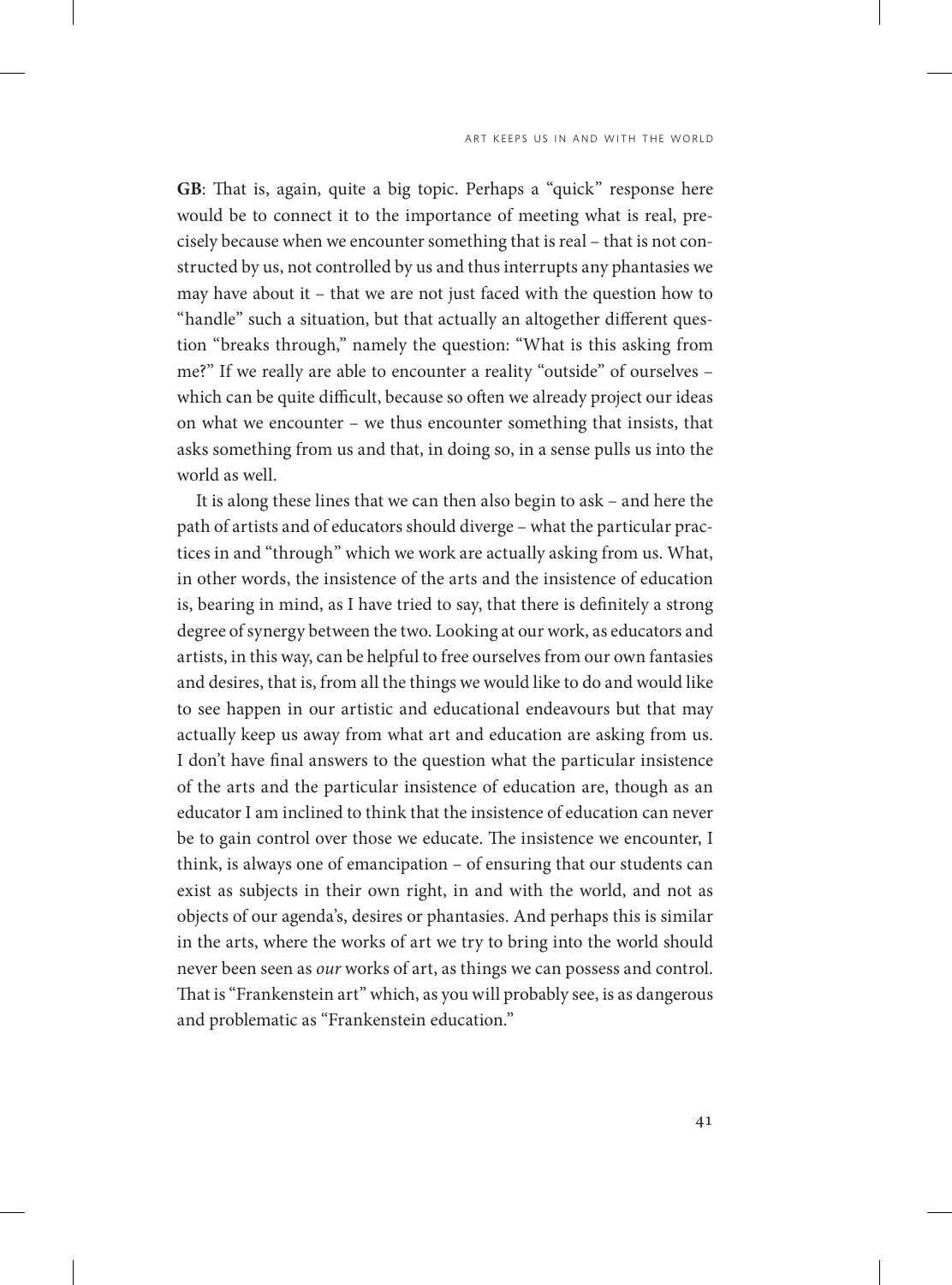**GB**: That is, again, quite a big topic. Perhaps a "quick" response here would be to connect it to the importance of meeting what is real, precisely because when we encounter something that is real – that is not constructed by us, not controlled by us and thus interrupts any phantasies we may have about it – that we are not just faced with the question how to "handle" such a situation, but that actually an altogether different question "breaks through," namely the question: "What is this asking from me?" If we really are able to encounter a reality "outside" of ourselves – which can be quite difficult, because so often we already project our ideas on what we encounter – we thus encounter something that insists, that asks something from us and that, in doing so, in a sense pulls us into the world as well.

It is along these lines that we can then also begin to ask – and here the path of artists and of educators should diverge – what the particular practices in and "through" which we work are actually asking from us. What, in other words, the insistence of the arts and the insistence of education is, bearing in mind, as I have tried to say, that there is definitely a strong degree of synergy between the two. Looking at our work, as educators and artists, in this way, can be helpful to free ourselves from our own fantasies and desires, that is, from all the things we would like to do and would like to see happen in our artistic and educational endeavours but that may actually keep us away from what art and education are asking from us. I don't have final answers to the question what the particular insistence of the arts and the particular insistence of education are, though as an educator I am inclined to think that the insistence of education can never be to gain control over those we educate. The insistence we encounter, I think, is always one of emancipation – of ensuring that our students can exist as subjects in their own right, in and with the world, and not as objects of our agenda's, desires or phantasies. And perhaps this is similar in the arts, where the works of art we try to bring into the world should never been seen as *our* works of art, as things we can possess and control. That is "Frankenstein art" which, as you will probably see, is as dangerous and problematic as "Frankenstein education."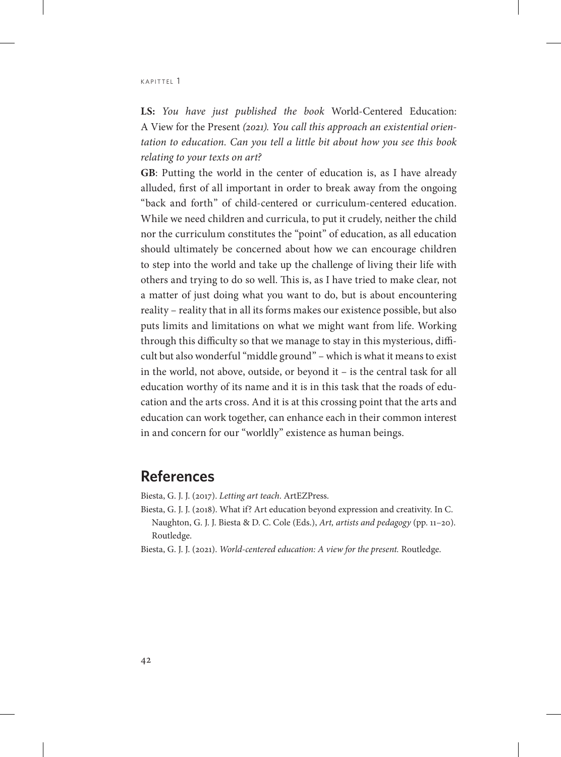**LS:** *You have just published the book* World-Centered Education: A View for the Present *(2021). You call this approach an existential orientation to education. Can you tell a little bit about how you see this book relating to your texts on art?*

**GB**: Putting the world in the center of education is, as I have already alluded, first of all important in order to break away from the ongoing "back and forth" of child-centered or curriculum-centered education. While we need children and curricula, to put it crudely, neither the child nor the curriculum constitutes the "point" of education, as all education should ultimately be concerned about how we can encourage children to step into the world and take up the challenge of living their life with others and trying to do so well. This is, as I have tried to make clear, not a matter of just doing what you want to do, but is about encountering reality – reality that in all its forms makes our existence possible, but also puts limits and limitations on what we might want from life. Working through this difficulty so that we manage to stay in this mysterious, difficult but also wonderful "middle ground" – which is what it means to exist in the world, not above, outside, or beyond it – is the central task for all education worthy of its name and it is in this task that the roads of education and the arts cross. And it is at this crossing point that the arts and education can work together, can enhance each in their common interest in and concern for our "worldly" existence as human beings.

## References

Biesta, G. J. J. (2017). *Letting art teach*. ArtEZPress.

Biesta, G. J. J. (2018). What if? Art education beyond expression and creativity. In C. Naughton, G. J. J. Biesta & D. C. Cole (Eds.), *Art, artists and pedagogy* (pp. 11–20). Routledge.

Biesta, G. J. J. (2021). *World-centered education: A view for the present.* Routledge.